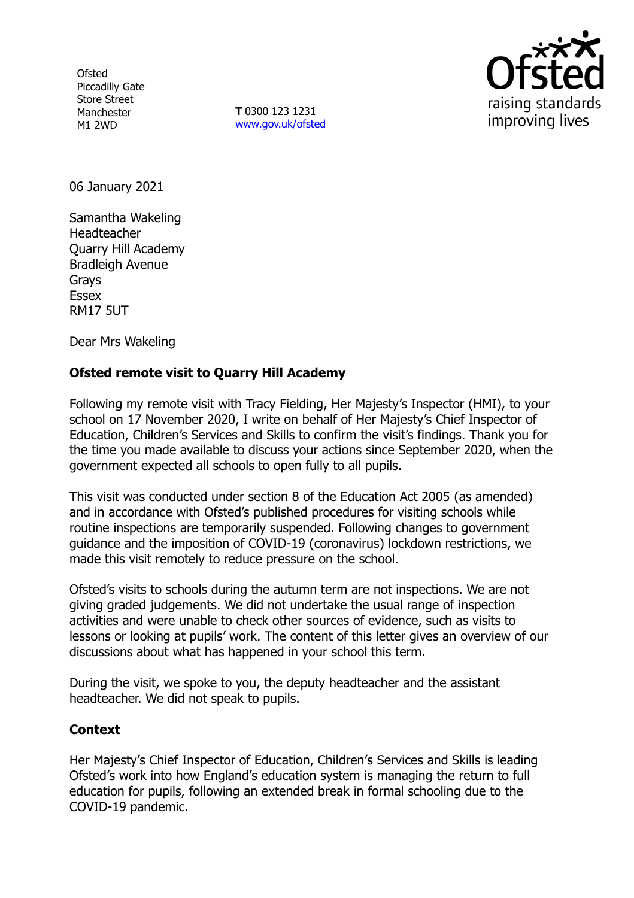Ofsted
Piccadilly Gate
Store Street
Manchester
M1 2WD

**T** 0300 123 1231
www.gov.uk/ofsted

06 January 2021

Samantha Wakeling
Headteacher
Quarry Hill Academy
Bradleigh Avenue
Grays
Essex
RM17 5UT

Dear Mrs Wakeling

**Ofsted remote visit to Quarry Hill Academy**

Following my remote visit with Tracy Fielding, Her Majesty's Inspector (HMI), to your school on 17 November 2020, I write on behalf of Her Majesty's Chief Inspector of Education, Children's Services and Skills to confirm the visit's findings. Thank you for the time you made available to discuss your actions since September 2020, when the government expected all schools to open fully to all pupils.

This visit was conducted under section 8 of the Education Act 2005 (as amended) and in accordance with Ofsted's published procedures for visiting schools while routine inspections are temporarily suspended. Following changes to government guidance and the imposition of COVID-19 (coronavirus) lockdown restrictions, we made this visit remotely to reduce pressure on the school.

Ofsted's visits to schools during the autumn term are not inspections. We are not giving graded judgements. We did not undertake the usual range of inspection activities and were unable to check other sources of evidence, such as visits to lessons or looking at pupils' work. The content of this letter gives an overview of our discussions about what has happened in your school this term.

During the visit, we spoke to you, the deputy headteacher and the assistant headteacher. We did not speak to pupils.

**Context**

Her Majesty's Chief Inspector of Education, Children's Services and Skills is leading Ofsted's work into how England's education system is managing the return to full education for pupils, following an extended break in formal schooling due to the COVID-19 pandemic.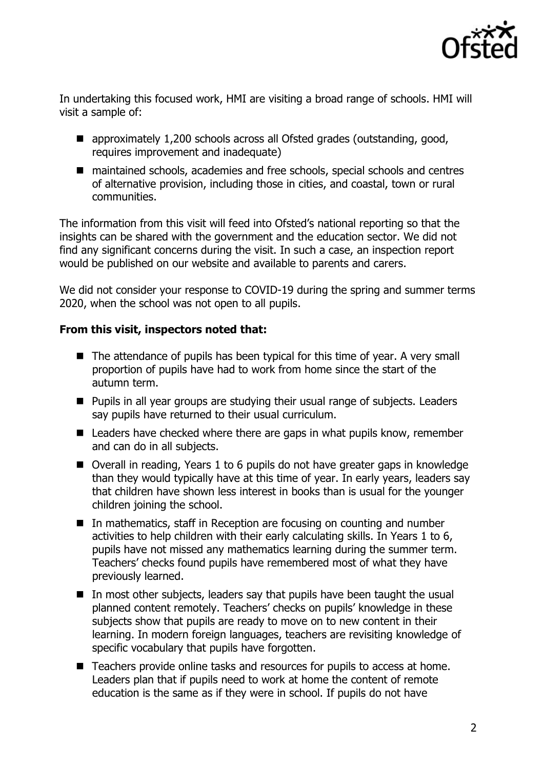In undertaking this focused work, HMI are visiting a broad range of schools. HMI will visit a sample of:

- approximately 1,200 schools across all Ofsted grades (outstanding, good, requires improvement and inadequate)
- maintained schools, academies and free schools, special schools and centres of alternative provision, including those in cities, and coastal, town or rural communities.

The information from this visit will feed into Ofsted's national reporting so that the insights can be shared with the government and the education sector. We did not find any significant concerns during the visit. In such a case, an inspection report would be published on our website and available to parents and carers.

We did not consider your response to COVID-19 during the spring and summer terms 2020, when the school was not open to all pupils.

**From this visit, inspectors noted that:**

- The attendance of pupils has been typical for this time of year. A very small proportion of pupils have had to work from home since the start of the autumn term.
- Pupils in all year groups are studying their usual range of subjects. Leaders say pupils have returned to their usual curriculum.
- Leaders have checked where there are gaps in what pupils know, remember and can do in all subjects.
- Overall in reading, Years 1 to 6 pupils do not have greater gaps in knowledge than they would typically have at this time of year. In early years, leaders say that children have shown less interest in books than is usual for the younger children joining the school.
- In mathematics, staff in Reception are focusing on counting and number activities to help children with their early calculating skills. In Years 1 to 6, pupils have not missed any mathematics learning during the summer term. Teachers' checks found pupils have remembered most of what they have previously learned.
- In most other subjects, leaders say that pupils have been taught the usual planned content remotely. Teachers' checks on pupils' knowledge in these subjects show that pupils are ready to move on to new content in their learning. In modern foreign languages, teachers are revisiting knowledge of specific vocabulary that pupils have forgotten.
- Teachers provide online tasks and resources for pupils to access at home. Leaders plan that if pupils need to work at home the content of remote education is the same as if they were in school. If pupils do not have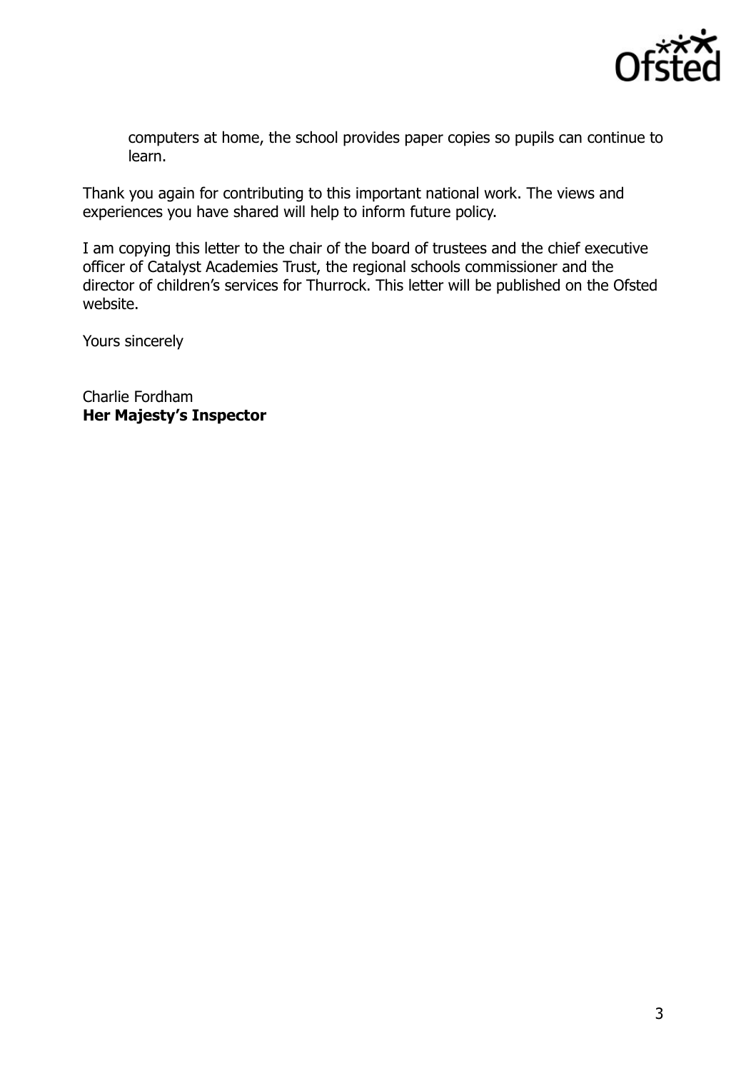computers at home, the school provides paper copies so pupils can continue to learn.

Thank you again for contributing to this important national work. The views and experiences you have shared will help to inform future policy.

I am copying this letter to the chair of the board of trustees and the chief executive officer of Catalyst Academies Trust, the regional schools commissioner and the director of children's services for Thurrock. This letter will be published on the Ofsted website.

Yours sincerely

Charlie Fordham
**Her Majesty's Inspector**